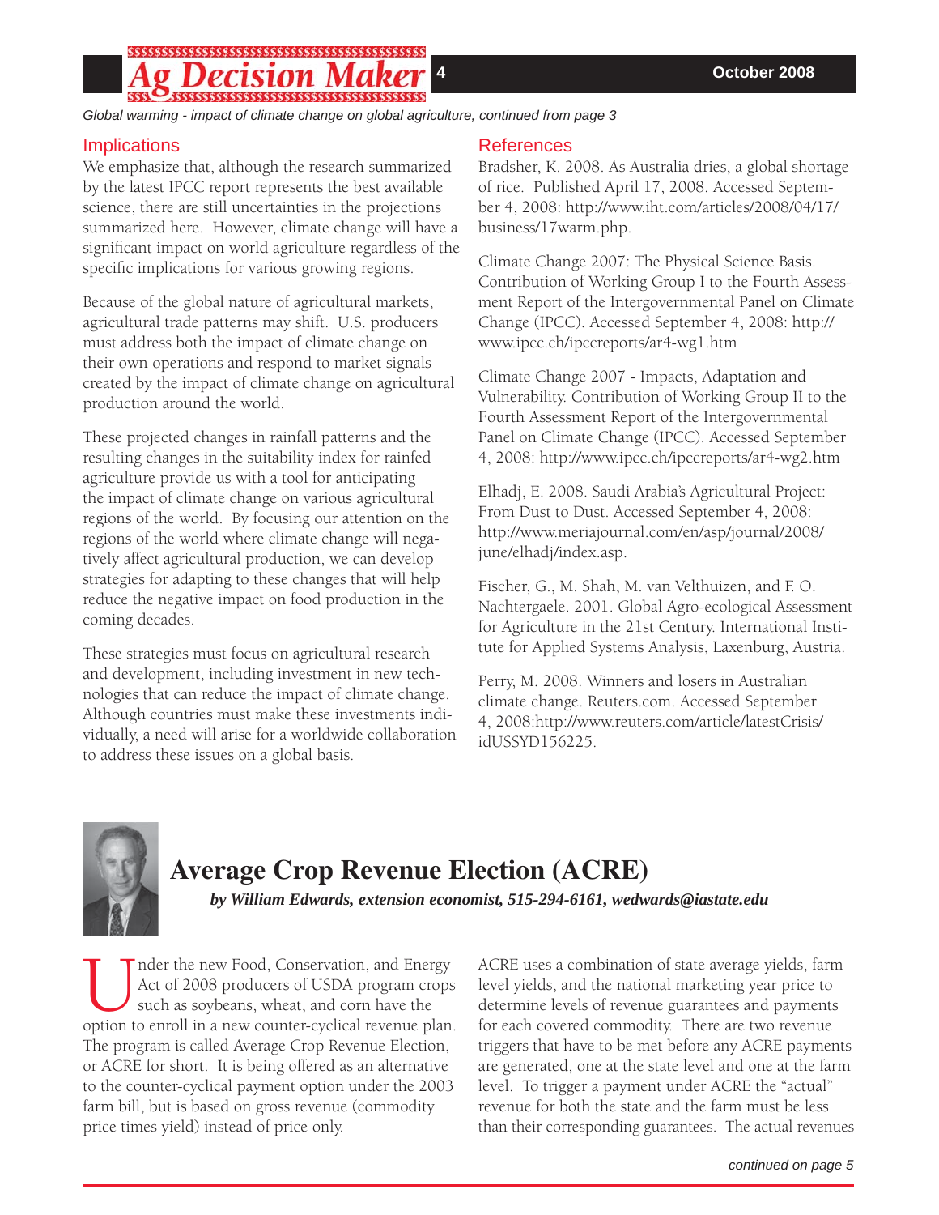*Global warming - impact of climate change on global agriculture, continued from page 3*

## Implications

We emphasize that, although the research summarized by the latest IPCC report represents the best available science, there are still uncertainties in the projections summarized here. However, climate change will have a significant impact on world agriculture regardless of the specific implications for various growing regions.

Because of the global nature of agricultural markets, agricultural trade patterns may shift. U.S. producers must address both the impact of climate change on their own operations and respond to market signals created by the impact of climate change on agricultural production around the world.

These projected changes in rainfall patterns and the resulting changes in the suitability index for rainfed agriculture provide us with a tool for anticipating the impact of climate change on various agricultural regions of the world. By focusing our attention on the regions of the world where climate change will negatively affect agricultural production, we can develop strategies for adapting to these changes that will help reduce the negative impact on food production in the coming decades.

These strategies must focus on agricultural research and development, including investment in new technologies that can reduce the impact of climate change. Although countries must make these investments individually, a need will arise for a worldwide collaboration to address these issues on a global basis.

## References

Bradsher, K. 2008. As Australia dries, a global shortage of rice. Published April 17, 2008. Accessed September 4, 2008: http://www.iht.com/articles/2008/04/17/business/17warm.php.

Climate Change 2007: The Physical Science Basis. Contribution of Working Group I to the Fourth Assessment Report of the Intergovernmental Panel on Climate Change (IPCC). Accessed September 4, 2008: http://www.ipcc.ch/ipccreports/ar4-wg1.htm

Climate Change 2007 - Impacts, Adaptation and Vulnerability. Contribution of Working Group II to the Fourth Assessment Report of the Intergovernmental Panel on Climate Change (IPCC). Accessed September 4, 2008: http://www.ipcc.ch/ipccreports/ar4-wg2.htm

Elhadj, E. 2008. Saudi Arabia's Agricultural Project: From Dust to Dust. Accessed September 4, 2008: http://www.meriajournal.com/en/asp/journal/2008/june/elhadj/index.asp.

Fischer, G., M. Shah, M. van Velthuizen, and F. O. Nachtergaele. 2001. Global Agro-ecological Assessment for Agriculture in the 21st Century. International Institute for Applied Systems Analysis, Laxenburg, Austria.

Perry, M. 2008. Winners and losers in Australian climate change. Reuters.com. Accessed September 4, 2008:http://www.reuters.com/article/latestCrisis/idUSSYD156225.

# Average Crop Revenue Election (ACRE)

***by William Edwards, extension economist, 515-294-6161, wedwards@iastate.edu***

Under the new Food, Conservation, and Energy Act of 2008 producers of USDA program crops such as soybeans, wheat, and corn have the option to enroll in a new counter-cyclical revenue plan. The program is called Average Crop Revenue Election, or ACRE for short. It is being offered as an alternative to the counter-cyclical payment option under the 2003 farm bill, but is based on gross revenue (commodity price times yield) instead of price only.

ACRE uses a combination of state average yields, farm level yields, and the national marketing year price to determine levels of revenue guarantees and payments for each covered commodity. There are two revenue triggers that have to be met before any ACRE payments are generated, one at the state level and one at the farm level. To trigger a payment under ACRE the "actual" revenue for both the state and the farm must be less than their corresponding guarantees. The actual revenues

*continued on page 5*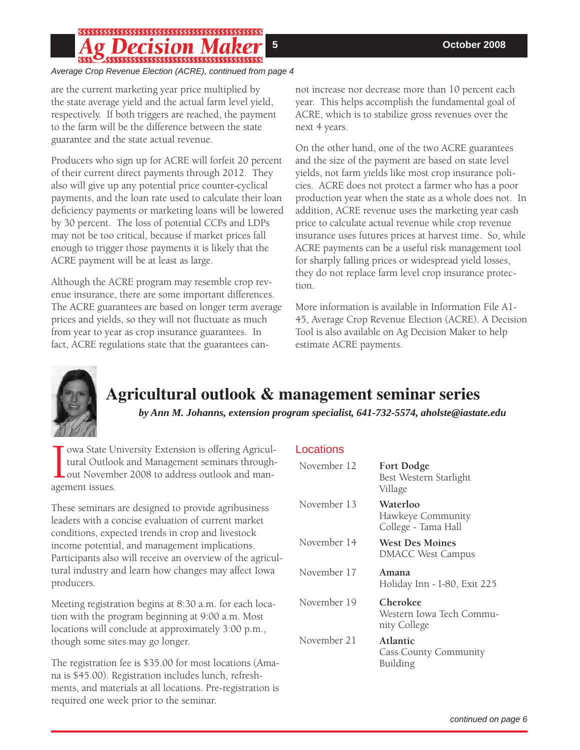*Average Crop Revenue Election (ACRE), continued from page 4*

are the current marketing year price multiplied by the state average yield and the actual farm level yield, respectively. If both triggers are reached, the payment to the farm will be the difference between the state guarantee and the state actual revenue.

Producers who sign up for ACRE will forfeit 20 percent of their current direct payments through 2012. They also will give up any potential price counter-cyclical payments, and the loan rate used to calculate their loan deficiency payments or marketing loans will be lowered by 30 percent. The loss of potential CCPs and LDPs may not be too critical, because if market prices fall enough to trigger those payments it is likely that the ACRE payment will be at least as large.

Although the ACRE program may resemble crop revenue insurance, there are some important differences. The ACRE guarantees are based on longer term average prices and yields, so they will not fluctuate as much from year to year as crop insurance guarantees. In fact, ACRE regulations state that the guarantees cannot increase nor decrease more than 10 percent each year. This helps accomplish the fundamental goal of ACRE, which is to stabilize gross revenues over the next 4 years.

On the other hand, one of the two ACRE guarantees and the size of the payment are based on state level yields, not farm yields like most crop insurance policies. ACRE does not protect a farmer who has a poor production year when the state as a whole does not. In addition, ACRE revenue uses the marketing year cash price to calculate actual revenue while crop revenue insurance uses futures prices at harvest time. So, while ACRE payments can be a useful risk management tool for sharply falling prices or widespread yield losses, they do not replace farm level crop insurance protection.

More information is available in Information File A1-45, Average Crop Revenue Election (ACRE). A Decision Tool is also available on Ag Decision Maker to help estimate ACRE payments.

## Agricultural outlook & management seminar series

***by Ann M. Johanns, extension program specialist, 641-732-5574, aholste@iastate.edu***

Iowa State University Extension is offering Agricultural Outlook and Management seminars throughout November 2008 to address outlook and management issues.

These seminars are designed to provide agribusiness leaders with a concise evaluation of current market conditions, expected trends in crop and livestock income potential, and management implications. Participants also will receive an overview of the agricultural industry and learn how changes may affect Iowa producers.

Meeting registration begins at 8:30 a.m. for each location with the program beginning at 9:00 a.m. Most locations will conclude at approximately 3:00 p.m., though some sites may go longer.

The registration fee is $35.00 for most locations (Amana is $45.00). Registration includes lunch, refreshments, and materials at all locations. Pre-registration is required one week prior to the seminar.

### Locations

| | |
|---|---|
| November 12 | **Fort Dodge** Best Western Starlight Village |
| November 13 | **Waterloo** Hawkeye Community College - Tama Hall |
| November 14 | **West Des Moines** DMACC West Campus |
| November 17 | **Amana** Holiday Inn - I-80, Exit 225 |
| November 19 | **Cherokee** Western Iowa Tech Community College |
| November 21 | **Atlantic** Cass County Community Building |

*continued on page 6*